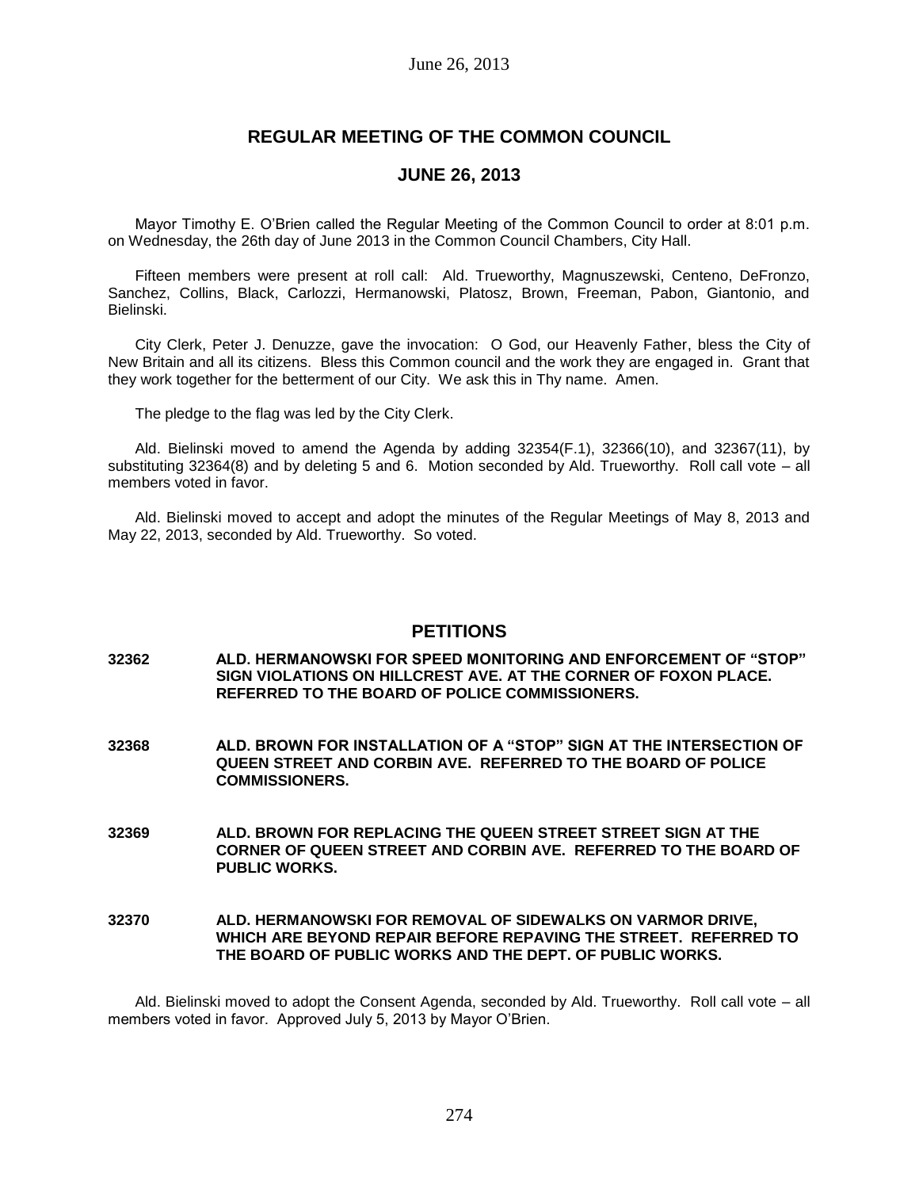# REGULAR MEETING OF THE COMMON COUNCIL

## JUNE 26, 2013

Mayor Timothy E. O'Brien called the Regular Meeting of the Common Council to order at 8:01 p.m. on Wednesday, the 26th day of June 2013 in the Common Council Chambers, City Hall.

Fifteen members were present at roll call: Ald. Trueworthy, Magnuszewski, Centeno, DeFronzo, Sanchez, Collins, Black, Carlozzi, Hermanowski, Platosz, Brown, Freeman, Pabon, Giantonio, and Bielinski.

City Clerk, Peter J. Denuzze, gave the invocation: O God, our Heavenly Father, bless the City of New Britain and all its citizens. Bless this Common council and the work they are engaged in. Grant that they work together for the betterment of our City. We ask this in Thy name. Amen.

The pledge to the flag was led by the City Clerk.

Ald. Bielinski moved to amend the Agenda by adding 32354(F.1), 32366(10), and 32367(11), by substituting 32364(8) and by deleting 5 and 6. Motion seconded by Ald. Trueworthy. Roll call vote – all members voted in favor.

Ald. Bielinski moved to accept and adopt the minutes of the Regular Meetings of May 8, 2013 and May 22, 2013, seconded by Ald. Trueworthy. So voted.

## PETITIONS

**32362 ALD. HERMANOWSKI FOR SPEED MONITORING AND ENFORCEMENT OF "STOP" SIGN VIOLATIONS ON HILLCREST AVE. AT THE CORNER OF FOXON PLACE. REFERRED TO THE BOARD OF POLICE COMMISSIONERS.**

**32368 ALD. BROWN FOR INSTALLATION OF A "STOP" SIGN AT THE INTERSECTION OF QUEEN STREET AND CORBIN AVE. REFERRED TO THE BOARD OF POLICE COMMISSIONERS.**

**32369 ALD. BROWN FOR REPLACING THE QUEEN STREET STREET SIGN AT THE CORNER OF QUEEN STREET AND CORBIN AVE. REFERRED TO THE BOARD OF PUBLIC WORKS.**

**32370 ALD. HERMANOWSKI FOR REMOVAL OF SIDEWALKS ON VARMOR DRIVE, WHICH ARE BEYOND REPAIR BEFORE REPAVING THE STREET. REFERRED TO THE BOARD OF PUBLIC WORKS AND THE DEPT. OF PUBLIC WORKS.**

Ald. Bielinski moved to adopt the Consent Agenda, seconded by Ald. Trueworthy. Roll call vote – all members voted in favor. Approved July 5, 2013 by Mayor O'Brien.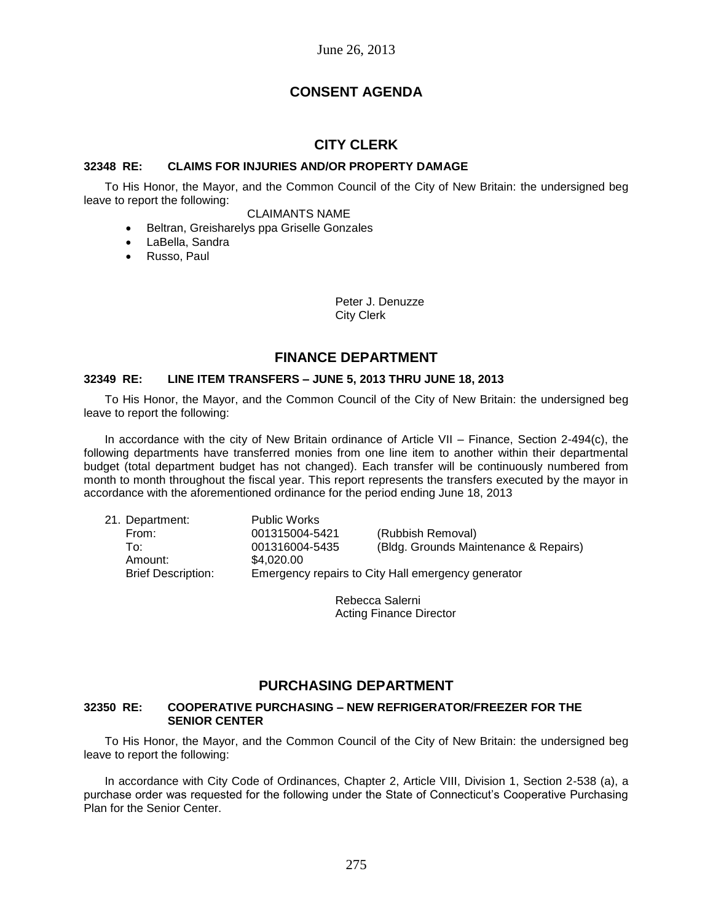June 26, 2013

# CONSENT AGENDA

## CITY CLERK

### 32348 RE: CLAIMS FOR INJURIES AND/OR PROPERTY DAMAGE

To His Honor, the Mayor, and the Common Council of the City of New Britain: the undersigned beg leave to report the following:

CLAIMANTS NAME

- Beltran, Greisharelys ppa Griselle Gonzales
- LaBella, Sandra
- Russo, Paul

Peter J. Denuzze
City Clerk

## FINANCE DEPARTMENT

### 32349 RE: LINE ITEM TRANSFERS – JUNE 5, 2013 THRU JUNE 18, 2013

To His Honor, the Mayor, and the Common Council of the City of New Britain: the undersigned beg leave to report the following:

In accordance with the city of New Britain ordinance of Article VII – Finance, Section 2-494(c), the following departments have transferred monies from one line item to another within their departmental budget (total department budget has not changed). Each transfer will be continuously numbered from month to month throughout the fiscal year. This report represents the transfers executed by the mayor in accordance with the aforementioned ordinance for the period ending June 18, 2013

| 21. Department: | Public Works | |
|---|---|---|
| From: | 001315004-5421 | (Rubbish Removal) |
| To: | 001316004-5435 | (Bldg. Grounds Maintenance & Repairs) |
| Amount: | $4,020.00 | |
| Brief Description: | Emergency repairs to City Hall emergency generator | |

Rebecca Salerni
Acting Finance Director

## PURCHASING DEPARTMENT

### 32350 RE: COOPERATIVE PURCHASING – NEW REFRIGERATOR/FREEZER FOR THE SENIOR CENTER

To His Honor, the Mayor, and the Common Council of the City of New Britain: the undersigned beg leave to report the following:

In accordance with City Code of Ordinances, Chapter 2, Article VIII, Division 1, Section 2-538 (a), a purchase order was requested for the following under the State of Connecticut's Cooperative Purchasing Plan for the Senior Center.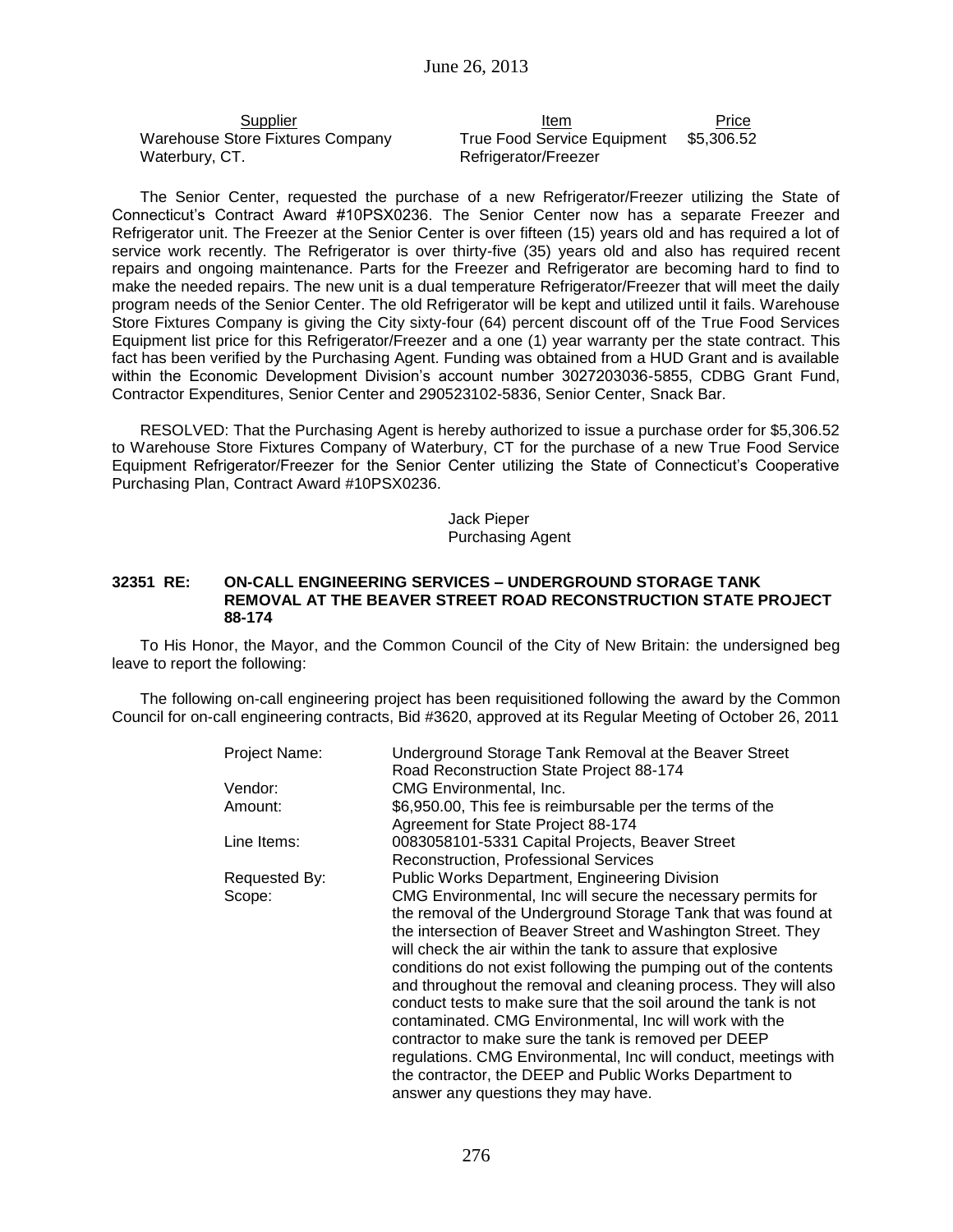| Supplier | Item | Price |
|---|---|---|
| Warehouse Store Fixtures Company<br>Waterbury, CT. | True Food Service Equipment<br>Refrigerator/Freezer | $5,306.52 |

The Senior Center, requested the purchase of a new Refrigerator/Freezer utilizing the State of Connecticut's Contract Award #10PSX0236. The Senior Center now has a separate Freezer and Refrigerator unit. The Freezer at the Senior Center is over fifteen (15) years old and has required a lot of service work recently. The Refrigerator is over thirty-five (35) years old and also has required recent repairs and ongoing maintenance. Parts for the Freezer and Refrigerator are becoming hard to find to make the needed repairs. The new unit is a dual temperature Refrigerator/Freezer that will meet the daily program needs of the Senior Center. The old Refrigerator will be kept and utilized until it fails. Warehouse Store Fixtures Company is giving the City sixty-four (64) percent discount off of the True Food Services Equipment list price for this Refrigerator/Freezer and a one (1) year warranty per the state contract. This fact has been verified by the Purchasing Agent. Funding was obtained from a HUD Grant and is available within the Economic Development Division's account number 3027203036-5855, CDBG Grant Fund, Contractor Expenditures, Senior Center and 290523102-5836, Senior Center, Snack Bar.

RESOLVED: That the Purchasing Agent is hereby authorized to issue a purchase order for $5,306.52 to Warehouse Store Fixtures Company of Waterbury, CT for the purchase of a new True Food Service Equipment Refrigerator/Freezer for the Senior Center utilizing the State of Connecticut's Cooperative Purchasing Plan, Contract Award #10PSX0236.

Jack Pieper
Purchasing Agent

**32351 RE: ON-CALL ENGINEERING SERVICES – UNDERGROUND STORAGE TANK REMOVAL AT THE BEAVER STREET ROAD RECONSTRUCTION STATE PROJECT 88-174**

To His Honor, the Mayor, and the Common Council of the City of New Britain: the undersigned beg leave to report the following:

The following on-call engineering project has been requisitioned following the award by the Common Council for on-call engineering contracts, Bid #3620, approved at its Regular Meeting of October 26, 2011

| | |
|---|---|
| Project Name: | Underground Storage Tank Removal at the Beaver Street Road Reconstruction State Project 88-174 |
| Vendor: | CMG Environmental, Inc. |
| Amount: | $6,950.00, This fee is reimbursable per the terms of the Agreement for State Project 88-174 |
| Line Items: | 0083058101-5331 Capital Projects, Beaver Street Reconstruction, Professional Services |
| Requested By: | Public Works Department, Engineering Division |
| Scope: | CMG Environmental, Inc will secure the necessary permits for the removal of the Underground Storage Tank that was found at the intersection of Beaver Street and Washington Street. They will check the air within the tank to assure that explosive conditions do not exist following the pumping out of the contents and throughout the removal and cleaning process. They will also conduct tests to make sure that the soil around the tank is not contaminated. CMG Environmental, Inc will work with the contractor to make sure the tank is removed per DEEP regulations. CMG Environmental, Inc will conduct, meetings with the contractor, the DEEP and Public Works Department to answer any questions they may have. |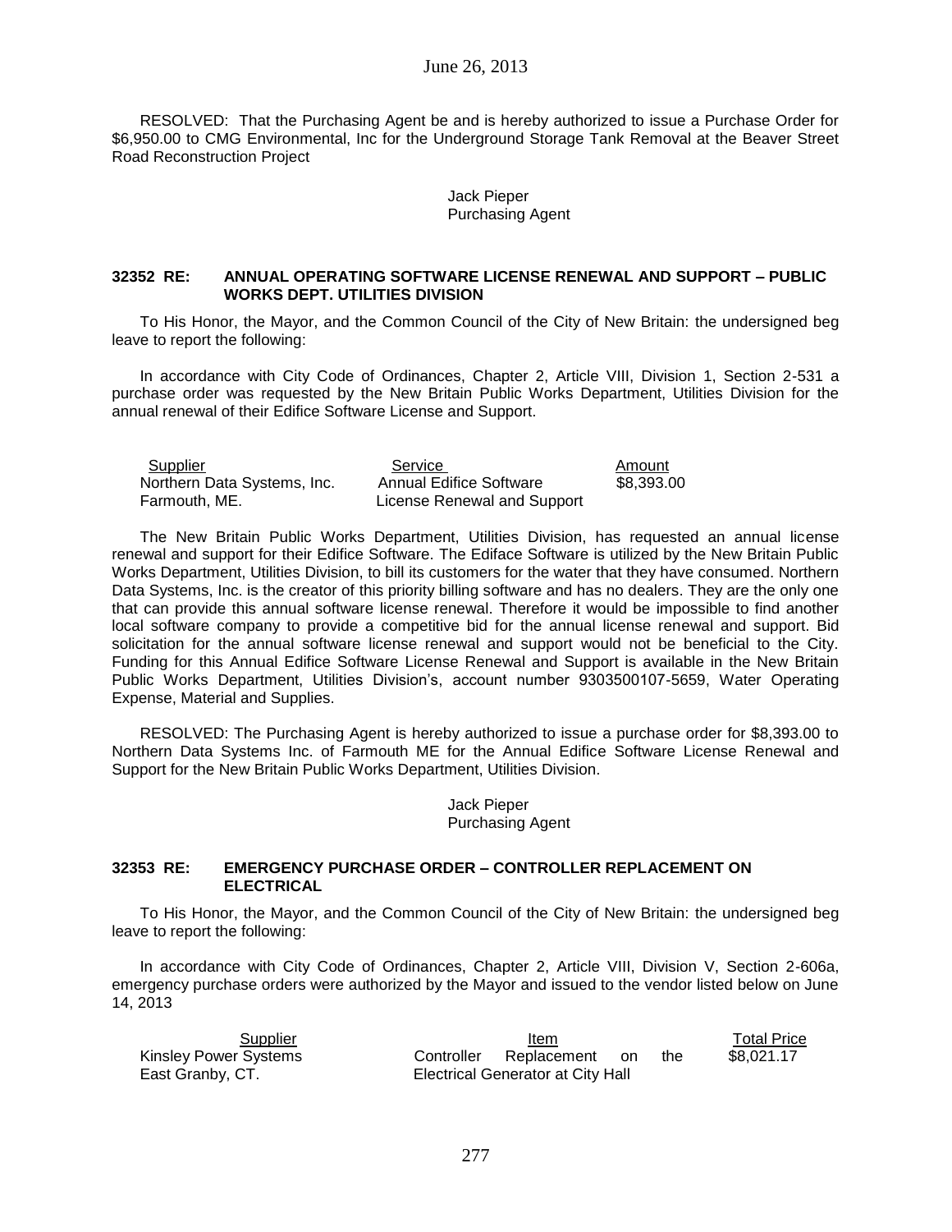RESOLVED: That the Purchasing Agent be and is hereby authorized to issue a Purchase Order for $6,950.00 to CMG Environmental, Inc for the Underground Storage Tank Removal at the Beaver Street Road Reconstruction Project

Jack Pieper
Purchasing Agent

**32352 RE: ANNUAL OPERATING SOFTWARE LICENSE RENEWAL AND SUPPORT – PUBLIC WORKS DEPT. UTILITIES DIVISION**

To His Honor, the Mayor, and the Common Council of the City of New Britain: the undersigned beg leave to report the following:

In accordance with City Code of Ordinances, Chapter 2, Article VIII, Division 1, Section 2-531 a purchase order was requested by the New Britain Public Works Department, Utilities Division for the annual renewal of their Edifice Software License and Support.

| Supplier | Service | Amount |
|---|---|---|
| Northern Data Systems, Inc.<br>Farmouth, ME. | Annual Edifice Software<br>License Renewal and Support | $8,393.00 |

The New Britain Public Works Department, Utilities Division, has requested an annual license renewal and support for their Edifice Software. The Ediface Software is utilized by the New Britain Public Works Department, Utilities Division, to bill its customers for the water that they have consumed. Northern Data Systems, Inc. is the creator of this priority billing software and has no dealers. They are the only one that can provide this annual software license renewal. Therefore it would be impossible to find another local software company to provide a competitive bid for the annual license renewal and support. Bid solicitation for the annual software license renewal and support would not be beneficial to the City. Funding for this Annual Edifice Software License Renewal and Support is available in the New Britain Public Works Department, Utilities Division's, account number 9303500107-5659, Water Operating Expense, Material and Supplies.

RESOLVED: The Purchasing Agent is hereby authorized to issue a purchase order for $8,393.00 to Northern Data Systems Inc. of Farmouth ME for the Annual Edifice Software License Renewal and Support for the New Britain Public Works Department, Utilities Division.

Jack Pieper
Purchasing Agent

**32353 RE: EMERGENCY PURCHASE ORDER – CONTROLLER REPLACEMENT ON ELECTRICAL**

To His Honor, the Mayor, and the Common Council of the City of New Britain: the undersigned beg leave to report the following:

In accordance with City Code of Ordinances, Chapter 2, Article VIII, Division V, Section 2-606a, emergency purchase orders were authorized by the Mayor and issued to the vendor listed below on June 14, 2013

| Supplier | Item | Total Price |
|---|---|---|
| Kinsley Power Systems<br>East Granby, CT. | Controller Replacement on the Electrical Generator at City Hall | $8,021.17 |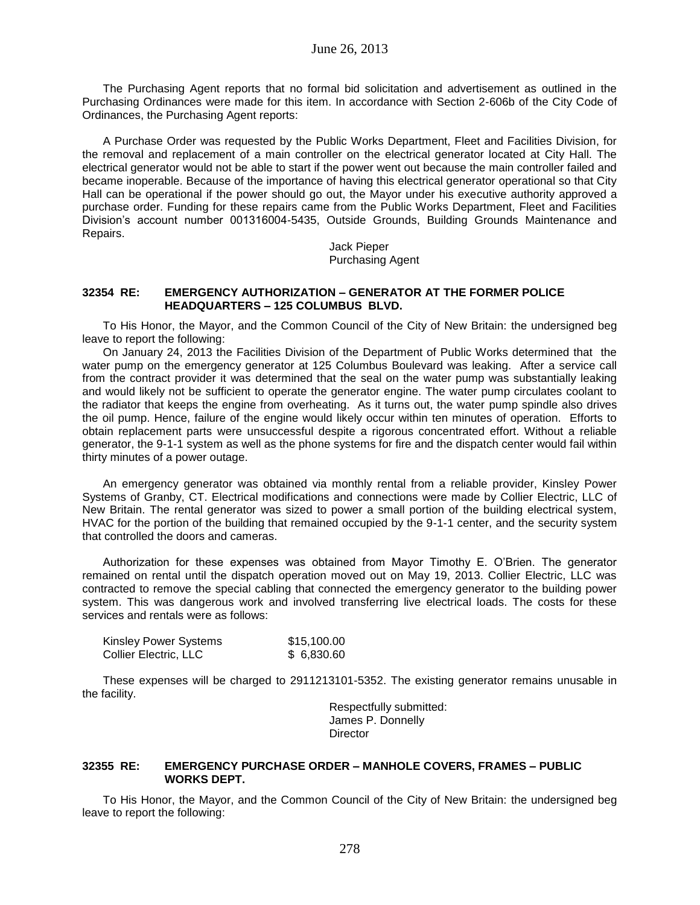The Purchasing Agent reports that no formal bid solicitation and advertisement as outlined in the Purchasing Ordinances were made for this item. In accordance with Section 2-606b of the City Code of Ordinances, the Purchasing Agent reports:

A Purchase Order was requested by the Public Works Department, Fleet and Facilities Division, for the removal and replacement of a main controller on the electrical generator located at City Hall. The electrical generator would not be able to start if the power went out because the main controller failed and became inoperable. Because of the importance of having this electrical generator operational so that City Hall can be operational if the power should go out, the Mayor under his executive authority approved a purchase order. Funding for these repairs came from the Public Works Department, Fleet and Facilities Division's account number 001316004-5435, Outside Grounds, Building Grounds Maintenance and Repairs.

Jack Pieper
Purchasing Agent

**32354 RE: EMERGENCY AUTHORIZATION – GENERATOR AT THE FORMER POLICE HEADQUARTERS – 125 COLUMBUS BLVD.**

To His Honor, the Mayor, and the Common Council of the City of New Britain: the undersigned beg leave to report the following:

On January 24, 2013 the Facilities Division of the Department of Public Works determined that the water pump on the emergency generator at 125 Columbus Boulevard was leaking. After a service call from the contract provider it was determined that the seal on the water pump was substantially leaking and would likely not be sufficient to operate the generator engine. The water pump circulates coolant to the radiator that keeps the engine from overheating. As it turns out, the water pump spindle also drives the oil pump. Hence, failure of the engine would likely occur within ten minutes of operation. Efforts to obtain replacement parts were unsuccessful despite a rigorous concentrated effort. Without a reliable generator, the 9-1-1 system as well as the phone systems for fire and the dispatch center would fail within thirty minutes of a power outage.

An emergency generator was obtained via monthly rental from a reliable provider, Kinsley Power Systems of Granby, CT. Electrical modifications and connections were made by Collier Electric, LLC of New Britain. The rental generator was sized to power a small portion of the building electrical system, HVAC for the portion of the building that remained occupied by the 9-1-1 center, and the security system that controlled the doors and cameras.

Authorization for these expenses was obtained from Mayor Timothy E. O'Brien. The generator remained on rental until the dispatch operation moved out on May 19, 2013. Collier Electric, LLC was contracted to remove the special cabling that connected the emergency generator to the building power system. This was dangerous work and involved transferring live electrical loads. The costs for these services and rentals were as follows:

| | |
|---|---|
| Kinsley Power Systems | $15,100.00 |
| Collier Electric, LLC | $ 6,830.60 |

These expenses will be charged to 2911213101-5352. The existing generator remains unusable in the facility.

Respectfully submitted:
James P. Donnelly
Director

**32355 RE: EMERGENCY PURCHASE ORDER – MANHOLE COVERS, FRAMES – PUBLIC WORKS DEPT.**

To His Honor, the Mayor, and the Common Council of the City of New Britain: the undersigned beg leave to report the following: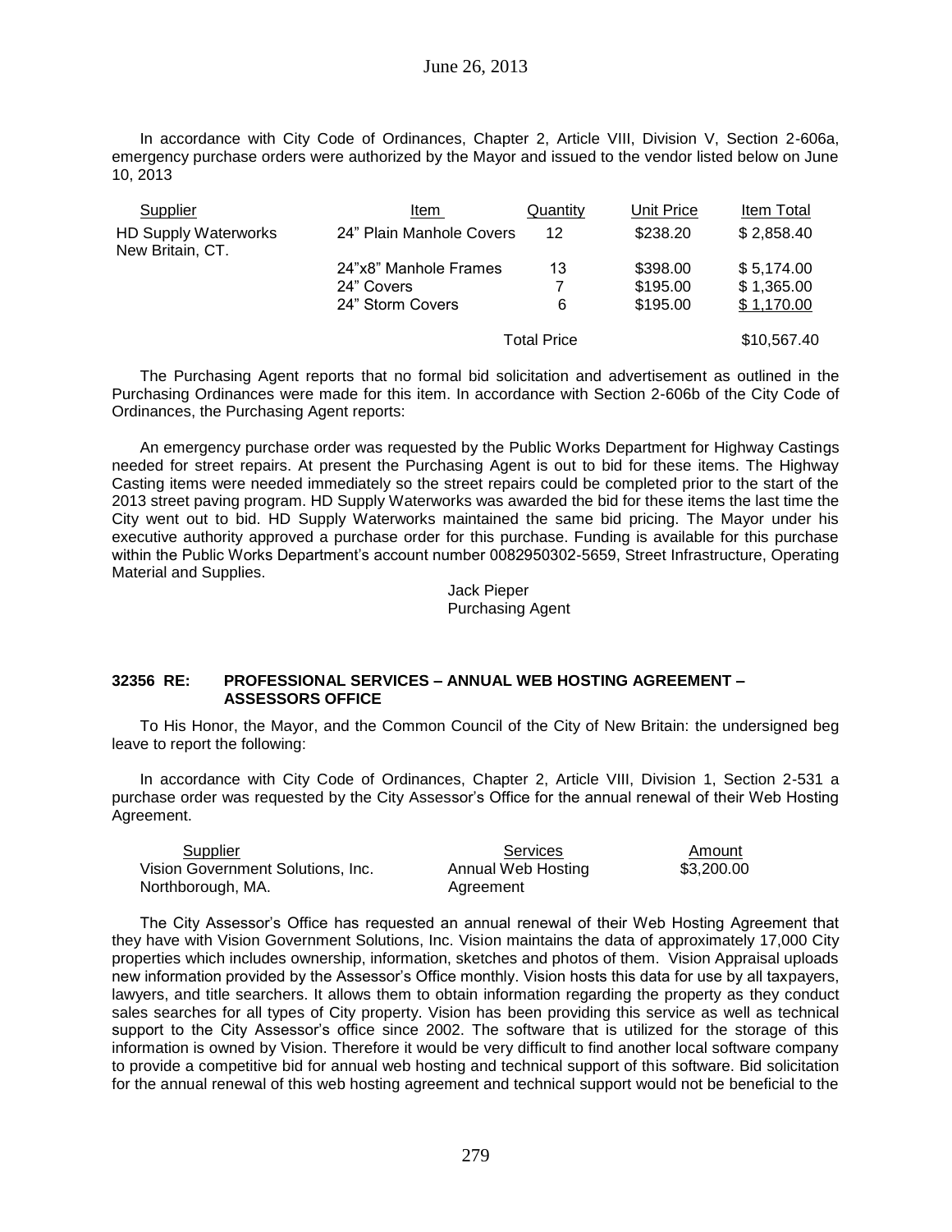June 26, 2013

In accordance with City Code of Ordinances, Chapter 2, Article VIII, Division V, Section 2-606a, emergency purchase orders were authorized by the Mayor and issued to the vendor listed below on June 10, 2013

| Supplier | Item | Quantity | Unit Price | Item Total |
|---|---|---|---|---|
| HD Supply Waterworks New Britain, CT. | 24" Plain Manhole Covers | 12 | $238.20 | $ 2,858.40 |
| | 24"x8" Manhole Frames | 13 | $398.00 | $ 5,174.00 |
| | 24" Covers | 7 | $195.00 | $ 1,365.00 |
| | 24" Storm Covers | 6 | $195.00 | $ 1,170.00 |
| | | Total Price | | $10,567.40 |

The Purchasing Agent reports that no formal bid solicitation and advertisement as outlined in the Purchasing Ordinances were made for this item. In accordance with Section 2-606b of the City Code of Ordinances, the Purchasing Agent reports:

An emergency purchase order was requested by the Public Works Department for Highway Castings needed for street repairs. At present the Purchasing Agent is out to bid for these items. The Highway Casting items were needed immediately so the street repairs could be completed prior to the start of the 2013 street paving program. HD Supply Waterworks was awarded the bid for these items the last time the City went out to bid. HD Supply Waterworks maintained the same bid pricing. The Mayor under his executive authority approved a purchase order for this purchase. Funding is available for this purchase within the Public Works Department's account number 0082950302-5659, Street Infrastructure, Operating Material and Supplies.

Jack Pieper
Purchasing Agent

**32356 RE: PROFESSIONAL SERVICES – ANNUAL WEB HOSTING AGREEMENT – ASSESSORS OFFICE**

To His Honor, the Mayor, and the Common Council of the City of New Britain: the undersigned beg leave to report the following:

In accordance with City Code of Ordinances, Chapter 2, Article VIII, Division 1, Section 2-531 a purchase order was requested by the City Assessor's Office for the annual renewal of their Web Hosting Agreement.

| Supplier | Services | Amount |
|---|---|---|
| Vision Government Solutions, Inc. Northborough, MA. | Annual Web Hosting Agreement | $3,200.00 |

The City Assessor's Office has requested an annual renewal of their Web Hosting Agreement that they have with Vision Government Solutions, Inc. Vision maintains the data of approximately 17,000 City properties which includes ownership, information, sketches and photos of them. Vision Appraisal uploads new information provided by the Assessor's Office monthly. Vision hosts this data for use by all taxpayers, lawyers, and title searchers. It allows them to obtain information regarding the property as they conduct sales searches for all types of City property. Vision has been providing this service as well as technical support to the City Assessor's office since 2002. The software that is utilized for the storage of this information is owned by Vision. Therefore it would be very difficult to find another local software company to provide a competitive bid for annual web hosting and technical support of this software. Bid solicitation for the annual renewal of this web hosting agreement and technical support would not be beneficial to the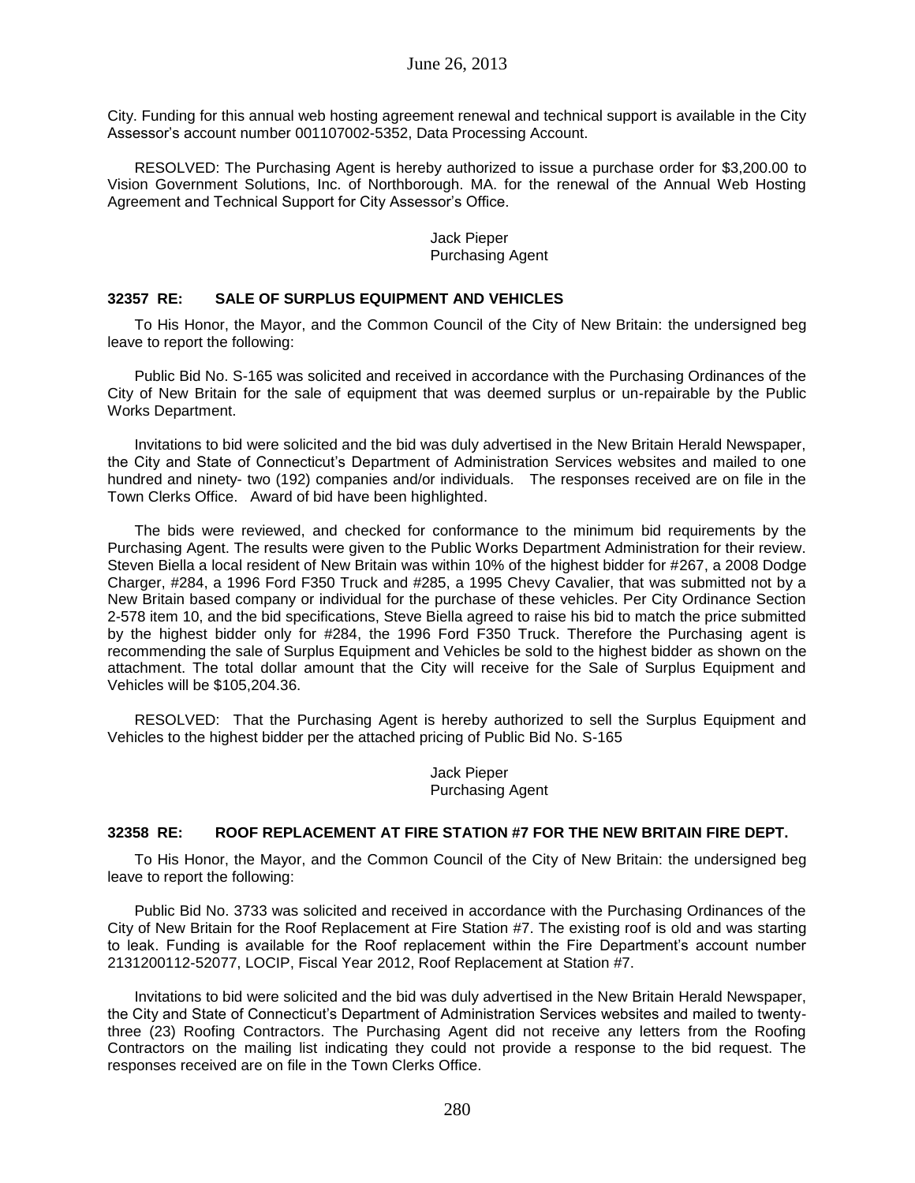City. Funding for this annual web hosting agreement renewal and technical support is available in the City Assessor's account number 001107002-5352, Data Processing Account.

RESOLVED: The Purchasing Agent is hereby authorized to issue a purchase order for $3,200.00 to Vision Government Solutions, Inc. of Northborough. MA. for the renewal of the Annual Web Hosting Agreement and Technical Support for City Assessor's Office.

Jack Pieper
Purchasing Agent

**32357 RE: SALE OF SURPLUS EQUIPMENT AND VEHICLES**

To His Honor, the Mayor, and the Common Council of the City of New Britain: the undersigned beg leave to report the following:

Public Bid No. S-165 was solicited and received in accordance with the Purchasing Ordinances of the City of New Britain for the sale of equipment that was deemed surplus or un-repairable by the Public Works Department.

Invitations to bid were solicited and the bid was duly advertised in the New Britain Herald Newspaper, the City and State of Connecticut's Department of Administration Services websites and mailed to one hundred and ninety- two (192) companies and/or individuals. The responses received are on file in the Town Clerks Office. Award of bid have been highlighted.

The bids were reviewed, and checked for conformance to the minimum bid requirements by the Purchasing Agent. The results were given to the Public Works Department Administration for their review. Steven Biella a local resident of New Britain was within 10% of the highest bidder for #267, a 2008 Dodge Charger, #284, a 1996 Ford F350 Truck and #285, a 1995 Chevy Cavalier, that was submitted not by a New Britain based company or individual for the purchase of these vehicles. Per City Ordinance Section 2-578 item 10, and the bid specifications, Steve Biella agreed to raise his bid to match the price submitted by the highest bidder only for #284, the 1996 Ford F350 Truck. Therefore the Purchasing agent is recommending the sale of Surplus Equipment and Vehicles be sold to the highest bidder as shown on the attachment. The total dollar amount that the City will receive for the Sale of Surplus Equipment and Vehicles will be $105,204.36.

RESOLVED: That the Purchasing Agent is hereby authorized to sell the Surplus Equipment and Vehicles to the highest bidder per the attached pricing of Public Bid No. S-165

Jack Pieper
Purchasing Agent

**32358 RE: ROOF REPLACEMENT AT FIRE STATION #7 FOR THE NEW BRITAIN FIRE DEPT.**

To His Honor, the Mayor, and the Common Council of the City of New Britain: the undersigned beg leave to report the following:

Public Bid No. 3733 was solicited and received in accordance with the Purchasing Ordinances of the City of New Britain for the Roof Replacement at Fire Station #7. The existing roof is old and was starting to leak. Funding is available for the Roof replacement within the Fire Department's account number 2131200112-52077, LOCIP, Fiscal Year 2012, Roof Replacement at Station #7.

Invitations to bid were solicited and the bid was duly advertised in the New Britain Herald Newspaper, the City and State of Connecticut's Department of Administration Services websites and mailed to twenty-three (23) Roofing Contractors. The Purchasing Agent did not receive any letters from the Roofing Contractors on the mailing list indicating they could not provide a response to the bid request. The responses received are on file in the Town Clerks Office.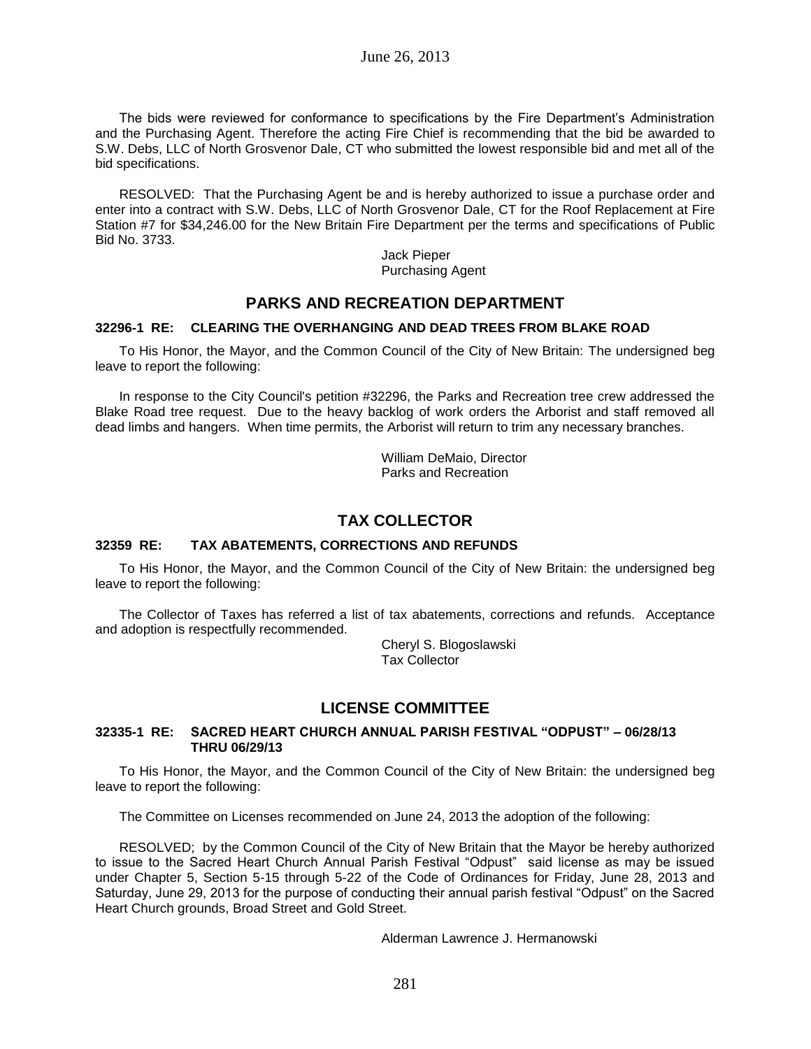The bids were reviewed for conformance to specifications by the Fire Department's Administration and the Purchasing Agent. Therefore the acting Fire Chief is recommending that the bid be awarded to S.W. Debs, LLC of North Grosvenor Dale, CT who submitted the lowest responsible bid and met all of the bid specifications.

RESOLVED: That the Purchasing Agent be and is hereby authorized to issue a purchase order and enter into a contract with S.W. Debs, LLC of North Grosvenor Dale, CT for the Roof Replacement at Fire Station #7 for $34,246.00 for the New Britain Fire Department per the terms and specifications of Public Bid No. 3733.

Jack Pieper
Purchasing Agent

## PARKS AND RECREATION DEPARTMENT

### 32296-1 RE: CLEARING THE OVERHANGING AND DEAD TREES FROM BLAKE ROAD

To His Honor, the Mayor, and the Common Council of the City of New Britain: The undersigned beg leave to report the following:

In response to the City Council's petition #32296, the Parks and Recreation tree crew addressed the Blake Road tree request. Due to the heavy backlog of work orders the Arborist and staff removed all dead limbs and hangers. When time permits, the Arborist will return to trim any necessary branches.

William DeMaio, Director
Parks and Recreation

## TAX COLLECTOR

### 32359 RE: TAX ABATEMENTS, CORRECTIONS AND REFUNDS

To His Honor, the Mayor, and the Common Council of the City of New Britain: the undersigned beg leave to report the following:

The Collector of Taxes has referred a list of tax abatements, corrections and refunds. Acceptance and adoption is respectfully recommended.

Cheryl S. Blogoslawski
Tax Collector

## LICENSE COMMITTEE

### 32335-1 RE: SACRED HEART CHURCH ANNUAL PARISH FESTIVAL "ODPUST" – 06/28/13 THRU 06/29/13

To His Honor, the Mayor, and the Common Council of the City of New Britain: the undersigned beg leave to report the following:

The Committee on Licenses recommended on June 24, 2013 the adoption of the following:

RESOLVED; by the Common Council of the City of New Britain that the Mayor be hereby authorized to issue to the Sacred Heart Church Annual Parish Festival "Odpust" said license as may be issued under Chapter 5, Section 5-15 through 5-22 of the Code of Ordinances for Friday, June 28, 2013 and Saturday, June 29, 2013 for the purpose of conducting their annual parish festival "Odpust" on the Sacred Heart Church grounds, Broad Street and Gold Street.

Alderman Lawrence J. Hermanowski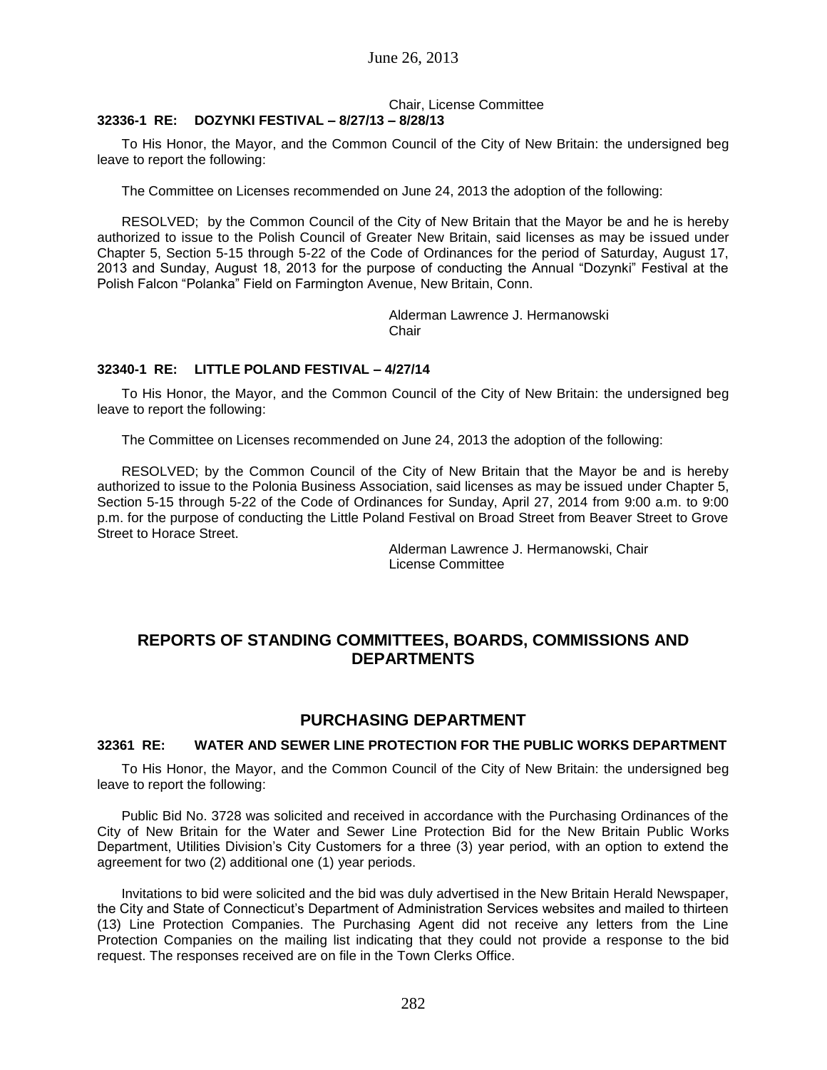Chair, License Committee

**32336-1 RE: DOZYNKI FESTIVAL – 8/27/13 – 8/28/13**

To His Honor, the Mayor, and the Common Council of the City of New Britain: the undersigned beg leave to report the following:

The Committee on Licenses recommended on June 24, 2013 the adoption of the following:

RESOLVED; by the Common Council of the City of New Britain that the Mayor be and he is hereby authorized to issue to the Polish Council of Greater New Britain, said licenses as may be issued under Chapter 5, Section 5-15 through 5-22 of the Code of Ordinances for the period of Saturday, August 17, 2013 and Sunday, August 18, 2013 for the purpose of conducting the Annual "Dozynki" Festival at the Polish Falcon "Polanka" Field on Farmington Avenue, New Britain, Conn.

Alderman Lawrence J. Hermanowski
Chair

**32340-1 RE: LITTLE POLAND FESTIVAL – 4/27/14**

To His Honor, the Mayor, and the Common Council of the City of New Britain: the undersigned beg leave to report the following:

The Committee on Licenses recommended on June 24, 2013 the adoption of the following:

RESOLVED; by the Common Council of the City of New Britain that the Mayor be and is hereby authorized to issue to the Polonia Business Association, said licenses as may be issued under Chapter 5, Section 5-15 through 5-22 of the Code of Ordinances for Sunday, April 27, 2014 from 9:00 a.m. to 9:00 p.m. for the purpose of conducting the Little Poland Festival on Broad Street from Beaver Street to Grove Street to Horace Street.

Alderman Lawrence J. Hermanowski, Chair
License Committee

## REPORTS OF STANDING COMMITTEES, BOARDS, COMMISSIONS AND DEPARTMENTS

## PURCHASING DEPARTMENT

**32361 RE: WATER AND SEWER LINE PROTECTION FOR THE PUBLIC WORKS DEPARTMENT**

To His Honor, the Mayor, and the Common Council of the City of New Britain: the undersigned beg leave to report the following:

Public Bid No. 3728 was solicited and received in accordance with the Purchasing Ordinances of the City of New Britain for the Water and Sewer Line Protection Bid for the New Britain Public Works Department, Utilities Division's City Customers for a three (3) year period, with an option to extend the agreement for two (2) additional one (1) year periods.

Invitations to bid were solicited and the bid was duly advertised in the New Britain Herald Newspaper, the City and State of Connecticut's Department of Administration Services websites and mailed to thirteen (13) Line Protection Companies. The Purchasing Agent did not receive any letters from the Line Protection Companies on the mailing list indicating that they could not provide a response to the bid request. The responses received are on file in the Town Clerks Office.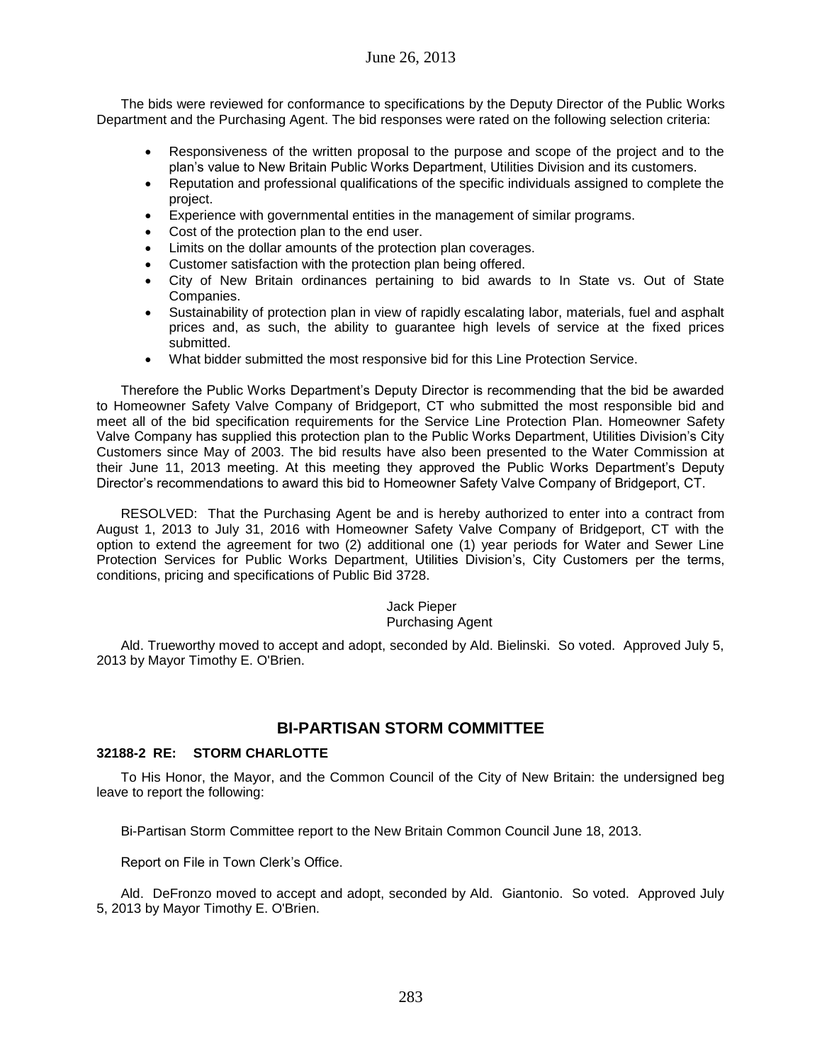The bids were reviewed for conformance to specifications by the Deputy Director of the Public Works Department and the Purchasing Agent. The bid responses were rated on the following selection criteria:

- Responsiveness of the written proposal to the purpose and scope of the project and to the plan's value to New Britain Public Works Department, Utilities Division and its customers.
- Reputation and professional qualifications of the specific individuals assigned to complete the project.
- Experience with governmental entities in the management of similar programs.
- Cost of the protection plan to the end user.
- Limits on the dollar amounts of the protection plan coverages.
- Customer satisfaction with the protection plan being offered.
- City of New Britain ordinances pertaining to bid awards to In State vs. Out of State Companies.
- Sustainability of protection plan in view of rapidly escalating labor, materials, fuel and asphalt prices and, as such, the ability to guarantee high levels of service at the fixed prices submitted.
- What bidder submitted the most responsive bid for this Line Protection Service.

Therefore the Public Works Department's Deputy Director is recommending that the bid be awarded to Homeowner Safety Valve Company of Bridgeport, CT who submitted the most responsible bid and meet all of the bid specification requirements for the Service Line Protection Plan. Homeowner Safety Valve Company has supplied this protection plan to the Public Works Department, Utilities Division's City Customers since May of 2003. The bid results have also been presented to the Water Commission at their June 11, 2013 meeting. At this meeting they approved the Public Works Department's Deputy Director's recommendations to award this bid to Homeowner Safety Valve Company of Bridgeport, CT.

RESOLVED: That the Purchasing Agent be and is hereby authorized to enter into a contract from August 1, 2013 to July 31, 2016 with Homeowner Safety Valve Company of Bridgeport, CT with the option to extend the agreement for two (2) additional one (1) year periods for Water and Sewer Line Protection Services for Public Works Department, Utilities Division's, City Customers per the terms, conditions, pricing and specifications of Public Bid 3728.

Jack Pieper
Purchasing Agent

Ald. Trueworthy moved to accept and adopt, seconded by Ald. Bielinski. So voted. Approved July 5, 2013 by Mayor Timothy E. O'Brien.

## BI-PARTISAN STORM COMMITTEE

### 32188-2 RE: STORM CHARLOTTE

To His Honor, the Mayor, and the Common Council of the City of New Britain: the undersigned beg leave to report the following:

Bi-Partisan Storm Committee report to the New Britain Common Council June 18, 2013.

Report on File in Town Clerk's Office.

Ald. DeFronzo moved to accept and adopt, seconded by Ald. Giantonio. So voted. Approved July 5, 2013 by Mayor Timothy E. O'Brien.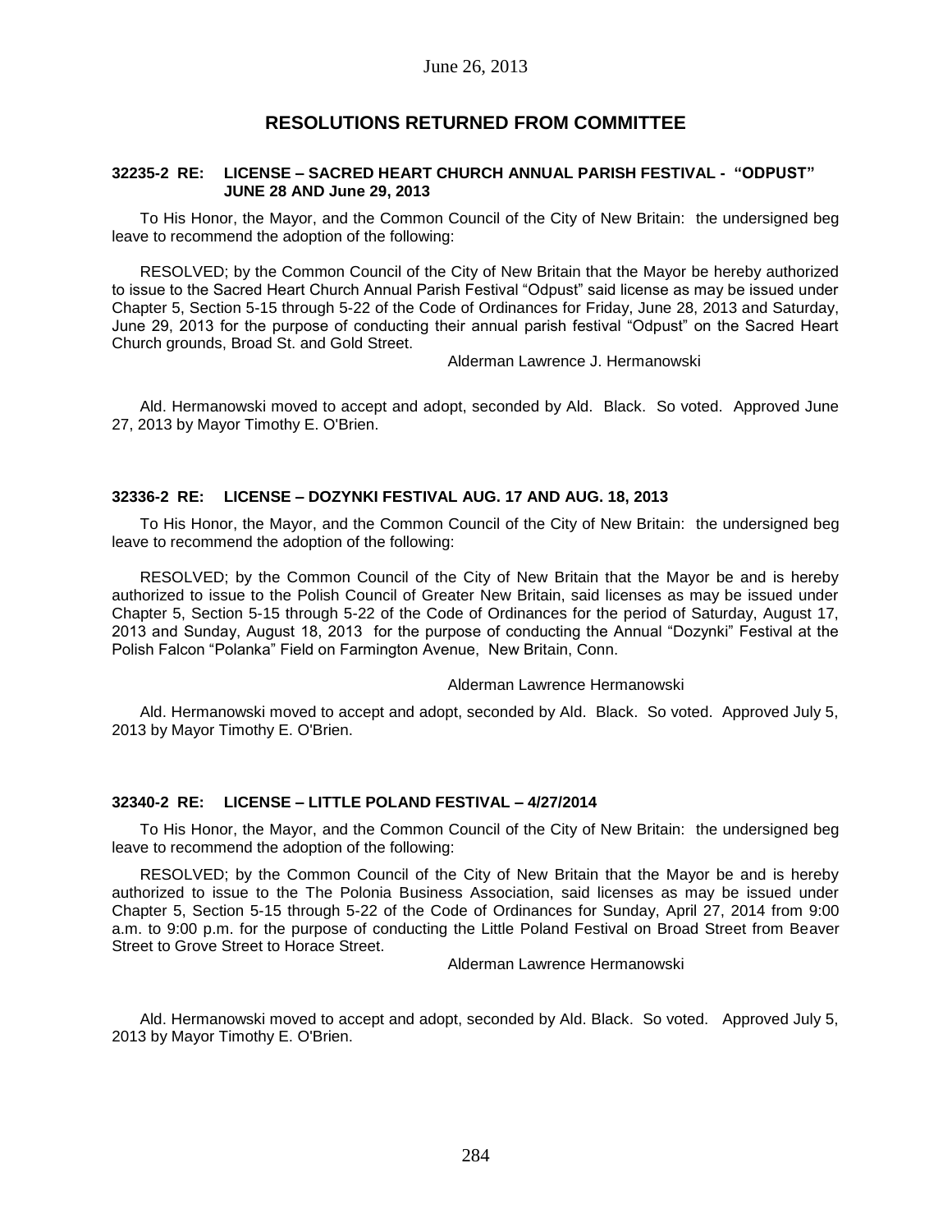June 26, 2013

## RESOLUTIONS RETURNED FROM COMMITTEE

### 32235-2 RE: LICENSE – SACRED HEART CHURCH ANNUAL PARISH FESTIVAL - "ODPUST" JUNE 28 AND June 29, 2013

To His Honor, the Mayor, and the Common Council of the City of New Britain: the undersigned beg leave to recommend the adoption of the following:

RESOLVED; by the Common Council of the City of New Britain that the Mayor be hereby authorized to issue to the Sacred Heart Church Annual Parish Festival "Odpust" said license as may be issued under Chapter 5, Section 5-15 through 5-22 of the Code of Ordinances for Friday, June 28, 2013 and Saturday, June 29, 2013 for the purpose of conducting their annual parish festival "Odpust" on the Sacred Heart Church grounds, Broad St. and Gold Street.

Alderman Lawrence J. Hermanowski

Ald. Hermanowski moved to accept and adopt, seconded by Ald. Black. So voted. Approved June 27, 2013 by Mayor Timothy E. O'Brien.

### 32336-2 RE: LICENSE – DOZYNKI FESTIVAL AUG. 17 AND AUG. 18, 2013

To His Honor, the Mayor, and the Common Council of the City of New Britain: the undersigned beg leave to recommend the adoption of the following:

RESOLVED; by the Common Council of the City of New Britain that the Mayor be and is hereby authorized to issue to the Polish Council of Greater New Britain, said licenses as may be issued under Chapter 5, Section 5-15 through 5-22 of the Code of Ordinances for the period of Saturday, August 17, 2013 and Sunday, August 18, 2013 for the purpose of conducting the Annual "Dozynki" Festival at the Polish Falcon "Polanka" Field on Farmington Avenue, New Britain, Conn.

Alderman Lawrence Hermanowski

Ald. Hermanowski moved to accept and adopt, seconded by Ald. Black. So voted. Approved July 5, 2013 by Mayor Timothy E. O'Brien.

### 32340-2 RE: LICENSE – LITTLE POLAND FESTIVAL – 4/27/2014

To His Honor, the Mayor, and the Common Council of the City of New Britain: the undersigned beg leave to recommend the adoption of the following:

RESOLVED; by the Common Council of the City of New Britain that the Mayor be and is hereby authorized to issue to the The Polonia Business Association, said licenses as may be issued under Chapter 5, Section 5-15 through 5-22 of the Code of Ordinances for Sunday, April 27, 2014 from 9:00 a.m. to 9:00 p.m. for the purpose of conducting the Little Poland Festival on Broad Street from Beaver Street to Grove Street to Horace Street.

Alderman Lawrence Hermanowski

Ald. Hermanowski moved to accept and adopt, seconded by Ald. Black. So voted. Approved July 5, 2013 by Mayor Timothy E. O'Brien.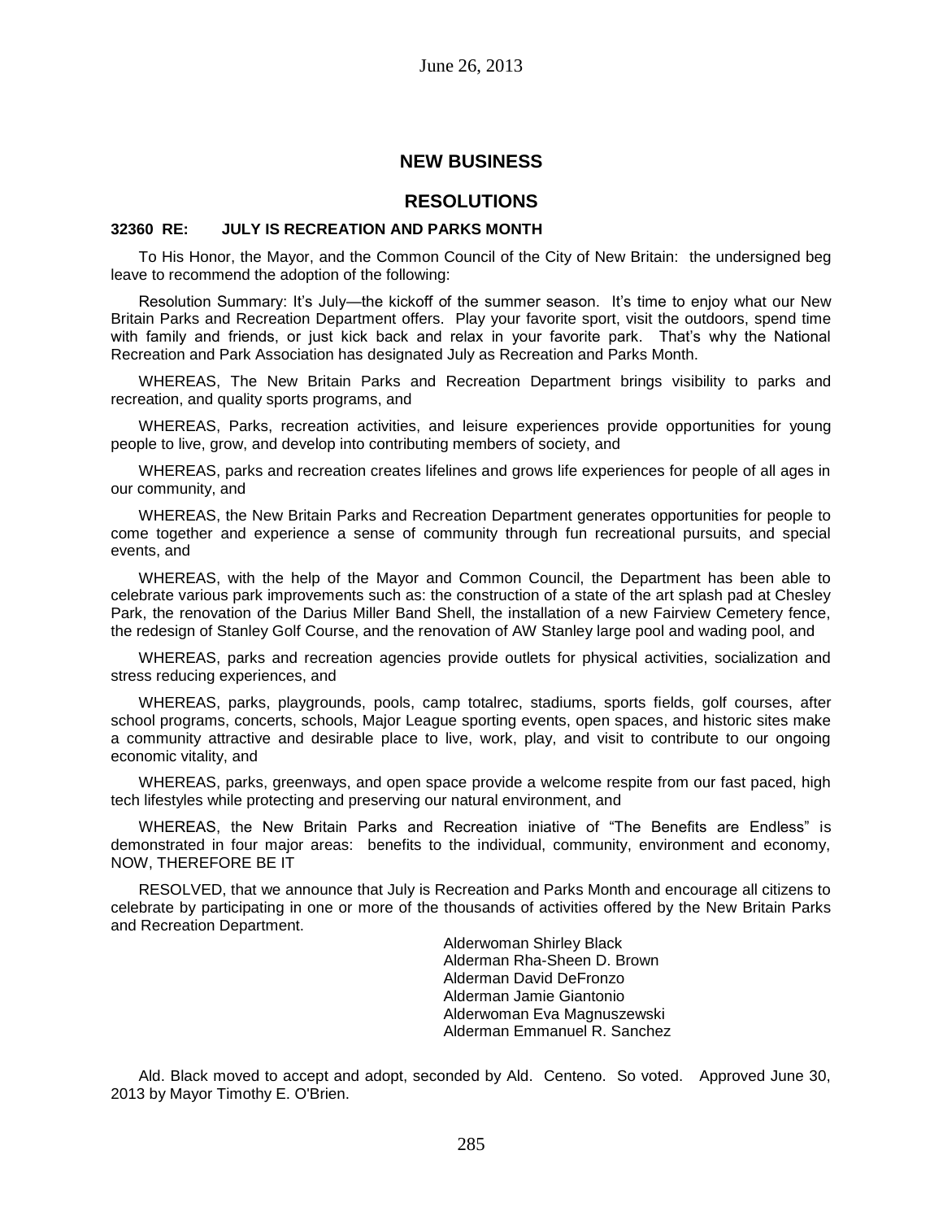June 26, 2013

## NEW BUSINESS

## RESOLUTIONS

**32360 RE: JULY IS RECREATION AND PARKS MONTH**

To His Honor, the Mayor, and the Common Council of the City of New Britain: the undersigned beg leave to recommend the adoption of the following:

Resolution Summary: It's July—the kickoff of the summer season. It's time to enjoy what our New Britain Parks and Recreation Department offers. Play your favorite sport, visit the outdoors, spend time with family and friends, or just kick back and relax in your favorite park. That's why the National Recreation and Park Association has designated July as Recreation and Parks Month.

WHEREAS, The New Britain Parks and Recreation Department brings visibility to parks and recreation, and quality sports programs, and

WHEREAS, Parks, recreation activities, and leisure experiences provide opportunities for young people to live, grow, and develop into contributing members of society, and

WHEREAS, parks and recreation creates lifelines and grows life experiences for people of all ages in our community, and

WHEREAS, the New Britain Parks and Recreation Department generates opportunities for people to come together and experience a sense of community through fun recreational pursuits, and special events, and

WHEREAS, with the help of the Mayor and Common Council, the Department has been able to celebrate various park improvements such as: the construction of a state of the art splash pad at Chesley Park, the renovation of the Darius Miller Band Shell, the installation of a new Fairview Cemetery fence, the redesign of Stanley Golf Course, and the renovation of AW Stanley large pool and wading pool, and

WHEREAS, parks and recreation agencies provide outlets for physical activities, socialization and stress reducing experiences, and

WHEREAS, parks, playgrounds, pools, camp totalrec, stadiums, sports fields, golf courses, after school programs, concerts, schools, Major League sporting events, open spaces, and historic sites make a community attractive and desirable place to live, work, play, and visit to contribute to our ongoing economic vitality, and

WHEREAS, parks, greenways, and open space provide a welcome respite from our fast paced, high tech lifestyles while protecting and preserving our natural environment, and

WHEREAS, the New Britain Parks and Recreation iniative of "The Benefits are Endless" is demonstrated in four major areas: benefits to the individual, community, environment and economy, NOW, THEREFORE BE IT

RESOLVED, that we announce that July is Recreation and Parks Month and encourage all citizens to celebrate by participating in one or more of the thousands of activities offered by the New Britain Parks and Recreation Department.

Alderwoman Shirley Black
Alderman Rha-Sheen D. Brown
Alderman David DeFronzo
Alderman Jamie Giantonio
Alderwoman Eva Magnuszewski
Alderman Emmanuel R. Sanchez

Ald. Black moved to accept and adopt, seconded by Ald. Centeno. So voted. Approved June 30, 2013 by Mayor Timothy E. O'Brien.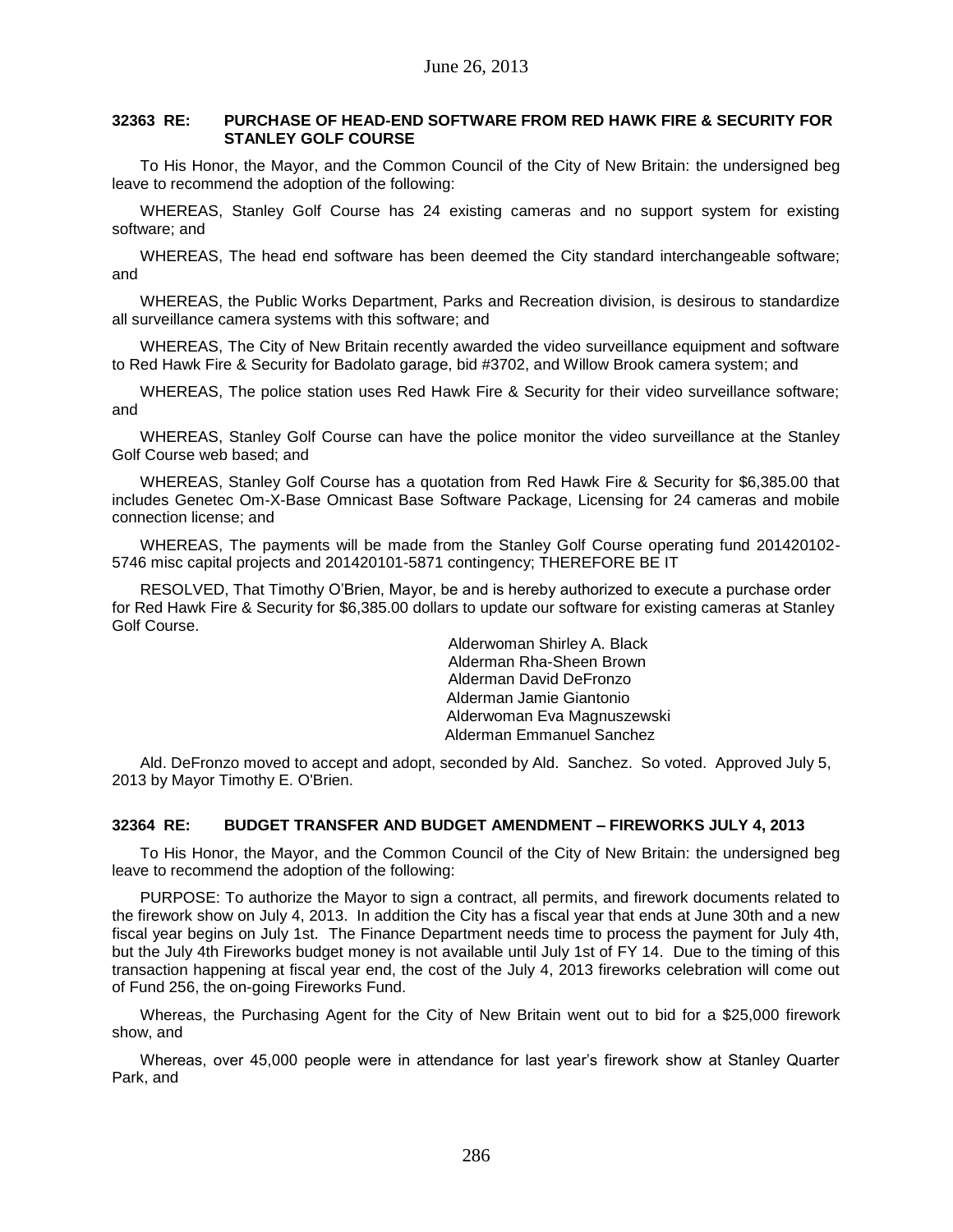June 26, 2013

### 32363 RE: PURCHASE OF HEAD-END SOFTWARE FROM RED HAWK FIRE & SECURITY FOR STANLEY GOLF COURSE

To His Honor, the Mayor, and the Common Council of the City of New Britain: the undersigned beg leave to recommend the adoption of the following:

WHEREAS, Stanley Golf Course has 24 existing cameras and no support system for existing software; and

WHEREAS, The head end software has been deemed the City standard interchangeable software; and

WHEREAS, the Public Works Department, Parks and Recreation division, is desirous to standardize all surveillance camera systems with this software; and

WHEREAS, The City of New Britain recently awarded the video surveillance equipment and software to Red Hawk Fire & Security for Badolato garage, bid #3702, and Willow Brook camera system; and

WHEREAS, The police station uses Red Hawk Fire & Security for their video surveillance software; and

WHEREAS, Stanley Golf Course can have the police monitor the video surveillance at the Stanley Golf Course web based; and

WHEREAS, Stanley Golf Course has a quotation from Red Hawk Fire & Security for $6,385.00 that includes Genetec Om-X-Base Omnicast Base Software Package, Licensing for 24 cameras and mobile connection license; and

WHEREAS, The payments will be made from the Stanley Golf Course operating fund 201420102-5746 misc capital projects and 201420101-5871 contingency; THEREFORE BE IT

RESOLVED, That Timothy O'Brien, Mayor, be and is hereby authorized to execute a purchase order for Red Hawk Fire & Security for $6,385.00 dollars to update our software for existing cameras at Stanley Golf Course.

Alderwoman Shirley A. Black
Alderman Rha-Sheen Brown
Alderman David DeFronzo
Alderman Jamie Giantonio
Alderwoman Eva Magnuszewski
Alderman Emmanuel Sanchez

Ald. DeFronzo moved to accept and adopt, seconded by Ald. Sanchez. So voted. Approved July 5, 2013 by Mayor Timothy E. O'Brien.

### 32364 RE: BUDGET TRANSFER AND BUDGET AMENDMENT – FIREWORKS JULY 4, 2013

To His Honor, the Mayor, and the Common Council of the City of New Britain: the undersigned beg leave to recommend the adoption of the following:

PURPOSE: To authorize the Mayor to sign a contract, all permits, and firework documents related to the firework show on July 4, 2013. In addition the City has a fiscal year that ends at June 30th and a new fiscal year begins on July 1st. The Finance Department needs time to process the payment for July 4th, but the July 4th Fireworks budget money is not available until July 1st of FY 14. Due to the timing of this transaction happening at fiscal year end, the cost of the July 4, 2013 fireworks celebration will come out of Fund 256, the on-going Fireworks Fund.

Whereas, the Purchasing Agent for the City of New Britain went out to bid for a $25,000 firework show, and

Whereas, over 45,000 people were in attendance for last year's firework show at Stanley Quarter Park, and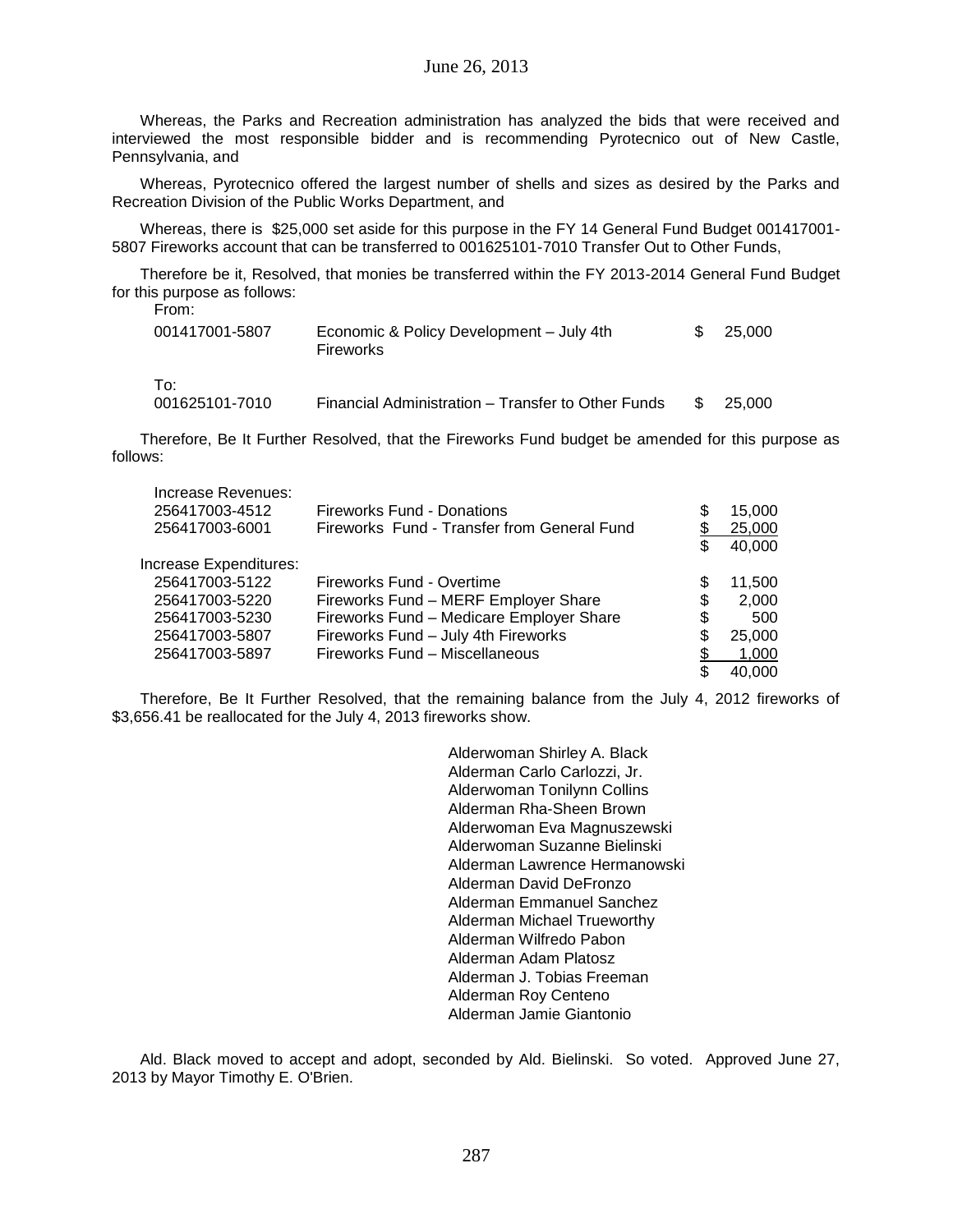Whereas, the Parks and Recreation administration has analyzed the bids that were received and interviewed the most responsible bidder and is recommending Pyrotecnico out of New Castle, Pennsylvania, and

Whereas, Pyrotecnico offered the largest number of shells and sizes as desired by the Parks and Recreation Division of the Public Works Department, and

Whereas, there is $25,000 set aside for this purpose in the FY 14 General Fund Budget 001417001-5807 Fireworks account that can be transferred to 001625101-7010 Transfer Out to Other Funds,

Therefore be it, Resolved, that monies be transferred within the FY 2013-2014 General Fund Budget for this purpose as follows:

| From: | | |
|---|---|---|
| 001417001-5807 | Economic & Policy Development – July 4th Fireworks | $ 25,000 |
| To: | | |
| 001625101-7010 | Financial Administration – Transfer to Other Funds | $ 25,000 |

Therefore, Be It Further Resolved, that the Fireworks Fund budget be amended for this purpose as follows:

| Increase Revenues: | | |
|---|---|---|
| 256417003-4512 | Fireworks Fund - Donations | $ 15,000 |
| 256417003-6001 | Fireworks Fund - Transfer from General Fund | $ 25,000 |
| | | $ 40,000 |
| Increase Expenditures: | | |
| 256417003-5122 | Fireworks Fund - Overtime | $ 11,500 |
| 256417003-5220 | Fireworks Fund – MERF Employer Share | $ 2,000 |
| 256417003-5230 | Fireworks Fund – Medicare Employer Share | $ 500 |
| 256417003-5807 | Fireworks Fund – July 4th Fireworks | $ 25,000 |
| 256417003-5897 | Fireworks Fund – Miscellaneous | $ 1,000 |
| | | $ 40,000 |

Therefore, Be It Further Resolved, that the remaining balance from the July 4, 2012 fireworks of $3,656.41 be reallocated for the July 4, 2013 fireworks show.

Alderwoman Shirley A. Black
Alderman Carlo Carlozzi, Jr.
Alderwoman Tonilynn Collins
Alderman Rha-Sheen Brown
Alderwoman Eva Magnuszewski
Alderwoman Suzanne Bielinski
Alderman Lawrence Hermanowski
Alderman David DeFronzo
Alderman Emmanuel Sanchez
Alderman Michael Trueworthy
Alderman Wilfredo Pabon
Alderman Adam Platosz
Alderman J. Tobias Freeman
Alderman Roy Centeno
Alderman Jamie Giantonio

Ald. Black moved to accept and adopt, seconded by Ald. Bielinski. So voted. Approved June 27, 2013 by Mayor Timothy E. O'Brien.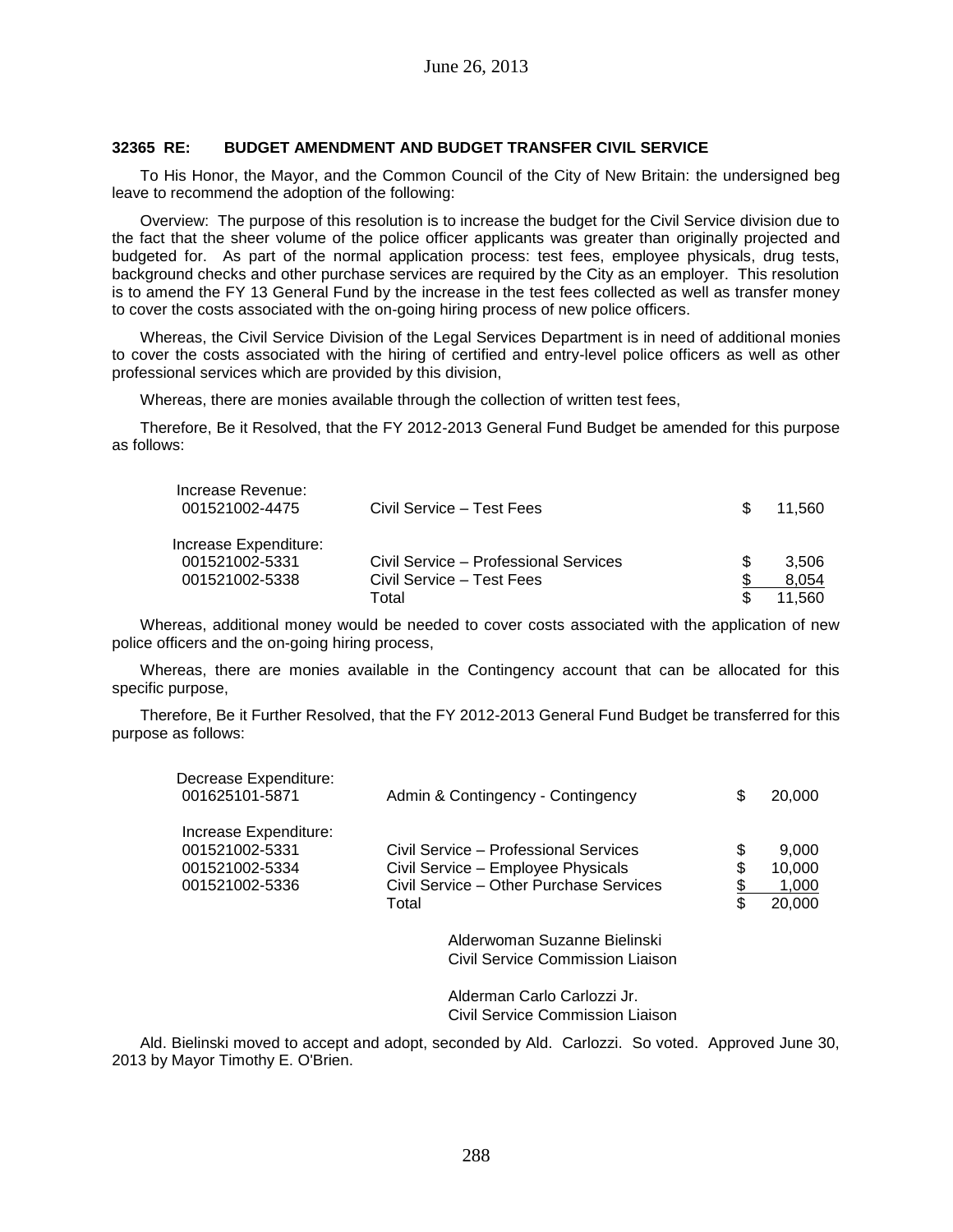### 32365 RE: BUDGET AMENDMENT AND BUDGET TRANSFER CIVIL SERVICE

To His Honor, the Mayor, and the Common Council of the City of New Britain: the undersigned beg leave to recommend the adoption of the following:

Overview: The purpose of this resolution is to increase the budget for the Civil Service division due to the fact that the sheer volume of the police officer applicants was greater than originally projected and budgeted for. As part of the normal application process: test fees, employee physicals, drug tests, background checks and other purchase services are required by the City as an employer. This resolution is to amend the FY 13 General Fund by the increase in the test fees collected as well as transfer money to cover the costs associated with the on-going hiring process of new police officers.

Whereas, the Civil Service Division of the Legal Services Department is in need of additional monies to cover the costs associated with the hiring of certified and entry-level police officers as well as other professional services which are provided by this division,

Whereas, there are monies available through the collection of written test fees,

Therefore, Be it Resolved, that the FY 2012-2013 General Fund Budget be amended for this purpose as follows:

| | | |
|---|---|---|
| Increase Revenue: | | |
| 001521002-4475 | Civil Service – Test Fees | $ 11,560 |
| | | |
| Increase Expenditure: | | |
| 001521002-5331 | Civil Service – Professional Services | $ 3,506 |
| 001521002-5338 | Civil Service – Test Fees | $ 8,054 |
| | Total | $ 11,560 |

Whereas, additional money would be needed to cover costs associated with the application of new police officers and the on-going hiring process,

Whereas, there are monies available in the Contingency account that can be allocated for this specific purpose,

Therefore, Be it Further Resolved, that the FY 2012-2013 General Fund Budget be transferred for this purpose as follows:

| | | |
|---|---|---|
| Decrease Expenditure: | | |
| 001625101-5871 | Admin & Contingency - Contingency | $ 20,000 |
| | | |
| Increase Expenditure: | | |
| 001521002-5331 | Civil Service – Professional Services | $ 9,000 |
| 001521002-5334 | Civil Service – Employee Physicals | $ 10,000 |
| 001521002-5336 | Civil Service – Other Purchase Services | $ 1,000 |
| | Total | $ 20,000 |

Alderwoman Suzanne Bielinski
Civil Service Commission Liaison

Alderman Carlo Carlozzi Jr.
Civil Service Commission Liaison

Ald. Bielinski moved to accept and adopt, seconded by Ald. Carlozzi. So voted. Approved June 30, 2013 by Mayor Timothy E. O'Brien.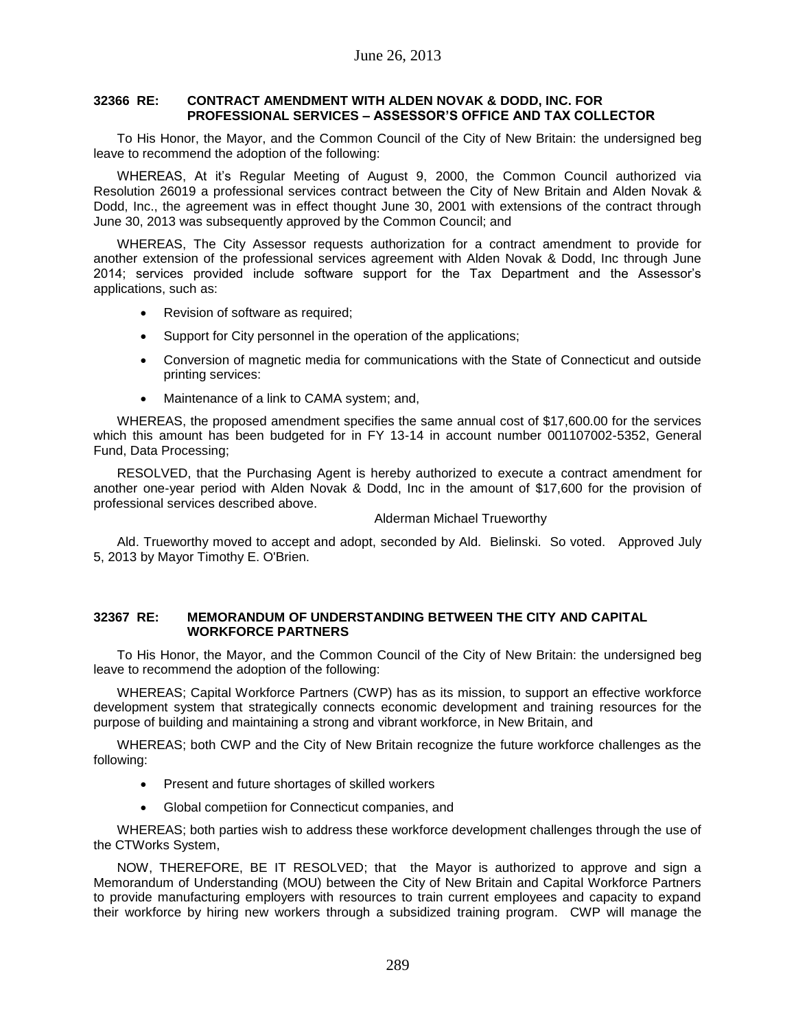### 32366 RE: CONTRACT AMENDMENT WITH ALDEN NOVAK & DODD, INC. FOR PROFESSIONAL SERVICES – ASSESSOR'S OFFICE AND TAX COLLECTOR

To His Honor, the Mayor, and the Common Council of the City of New Britain: the undersigned beg leave to recommend the adoption of the following:

WHEREAS, At it's Regular Meeting of August 9, 2000, the Common Council authorized via Resolution 26019 a professional services contract between the City of New Britain and Alden Novak & Dodd, Inc., the agreement was in effect thought June 30, 2001 with extensions of the contract through June 30, 2013 was subsequently approved by the Common Council; and

WHEREAS, The City Assessor requests authorization for a contract amendment to provide for another extension of the professional services agreement with Alden Novak & Dodd, Inc through June 2014; services provided include software support for the Tax Department and the Assessor's applications, such as:

- Revision of software as required;
- Support for City personnel in the operation of the applications;
- Conversion of magnetic media for communications with the State of Connecticut and outside printing services:
- Maintenance of a link to CAMA system; and,

WHEREAS, the proposed amendment specifies the same annual cost of $17,600.00 for the services which this amount has been budgeted for in FY 13-14 in account number 001107002-5352, General Fund, Data Processing;

RESOLVED, that the Purchasing Agent is hereby authorized to execute a contract amendment for another one-year period with Alden Novak & Dodd, Inc in the amount of $17,600 for the provision of professional services described above.

Alderman Michael Trueworthy

Ald. Trueworthy moved to accept and adopt, seconded by Ald. Bielinski. So voted. Approved July 5, 2013 by Mayor Timothy E. O'Brien.

### 32367 RE: MEMORANDUM OF UNDERSTANDING BETWEEN THE CITY AND CAPITAL WORKFORCE PARTNERS

To His Honor, the Mayor, and the Common Council of the City of New Britain: the undersigned beg leave to recommend the adoption of the following:

WHEREAS; Capital Workforce Partners (CWP) has as its mission, to support an effective workforce development system that strategically connects economic development and training resources for the purpose of building and maintaining a strong and vibrant workforce, in New Britain, and

WHEREAS; both CWP and the City of New Britain recognize the future workforce challenges as the following:

- Present and future shortages of skilled workers
- Global competiion for Connecticut companies, and

WHEREAS; both parties wish to address these workforce development challenges through the use of the CTWorks System,

NOW, THEREFORE, BE IT RESOLVED; that the Mayor is authorized to approve and sign a Memorandum of Understanding (MOU) between the City of New Britain and Capital Workforce Partners to provide manufacturing employers with resources to train current employees and capacity to expand their workforce by hiring new workers through a subsidized training program. CWP will manage the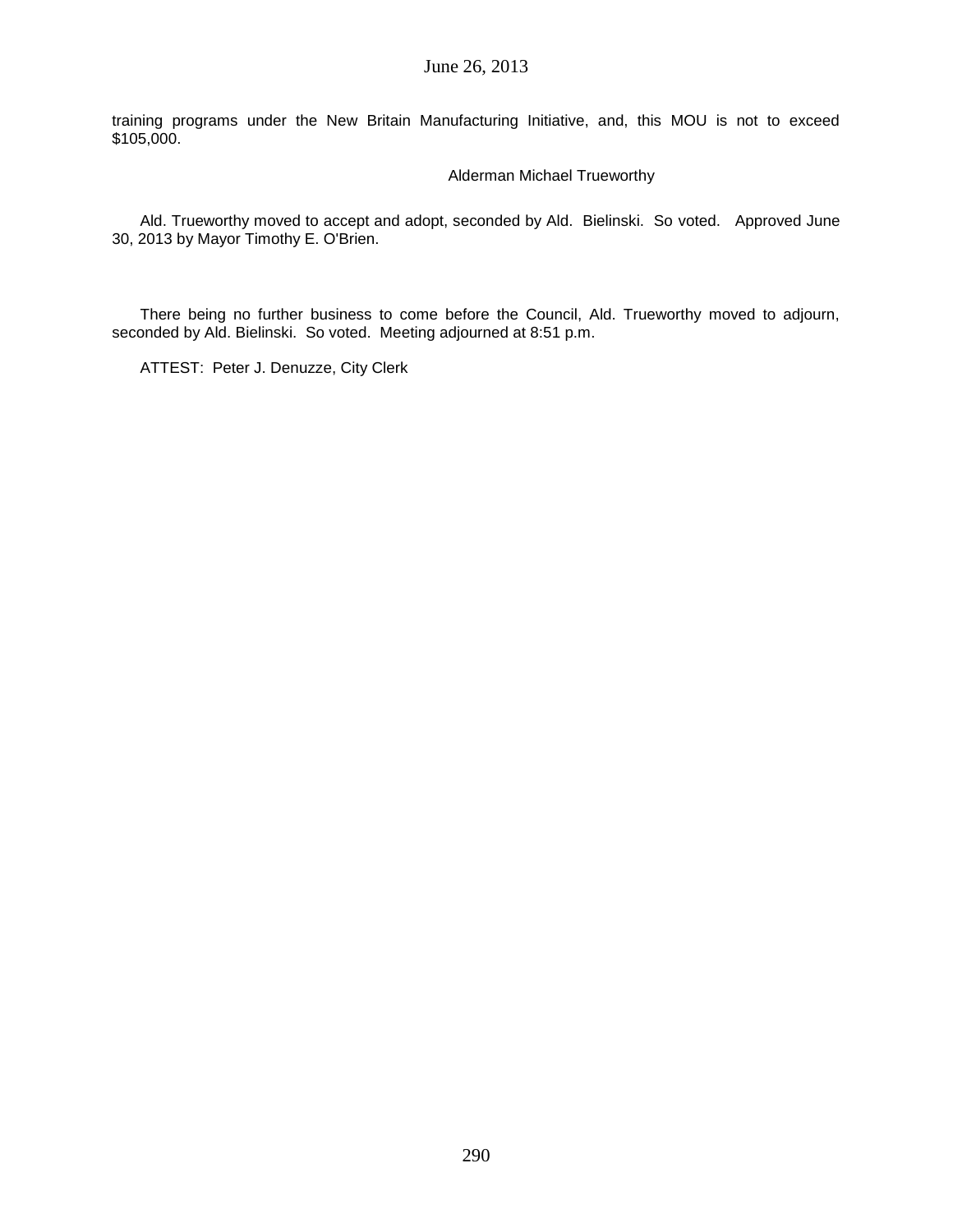training programs under the New Britain Manufacturing Initiative, and, this MOU is not to exceed $105,000.

Alderman Michael Trueworthy

Ald. Trueworthy moved to accept and adopt, seconded by Ald. Bielinski. So voted. Approved June 30, 2013 by Mayor Timothy E. O'Brien.

There being no further business to come before the Council, Ald. Trueworthy moved to adjourn, seconded by Ald. Bielinski. So voted. Meeting adjourned at 8:51 p.m.

ATTEST: Peter J. Denuzze, City Clerk